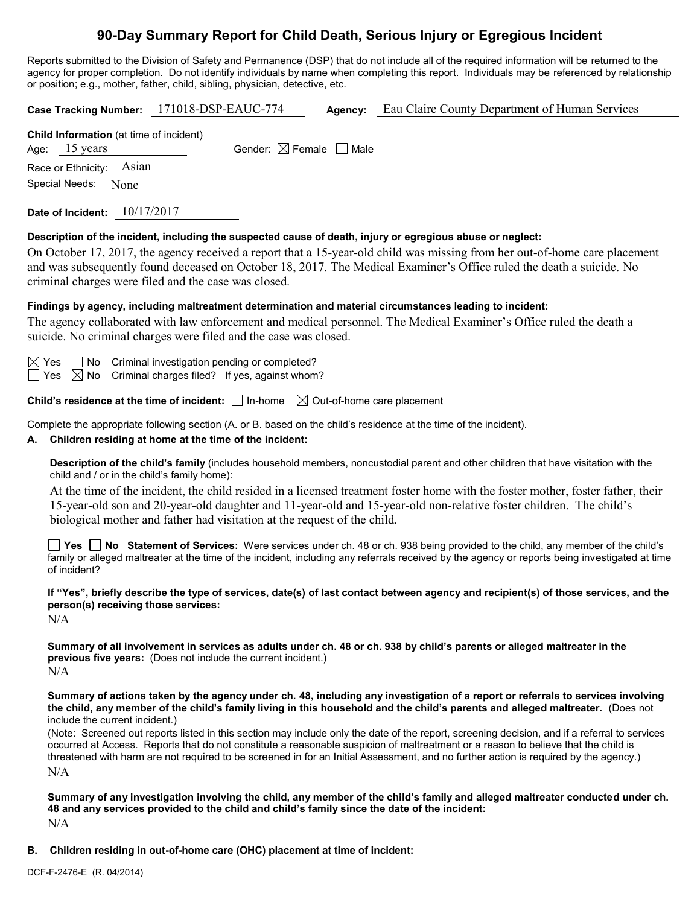# 90-Day Summary Report for Child Death, Serious Injury or Egregious Incident

Reports submitted to the Division of Safety and Permanence (DSP) that do not include all of the required information will be returned to the agency for proper completion. Do not identify individuals by name when completing this report. Individuals may be referenced by relationship or position; e.g., mother, father, child, sibling, physician, detective, etc.

**Case Tracking Number:** 171018-DSP-EAUC-774 **Agency:** Eau Claire County Department of Human Services

**Child Information** (at time of incident)

Age: 15 years Gender: ☒ Female ☐ Male

Race or Ethnicity: Asian

Special Needs: None

**Date of Incident:** 10/17/2017

**Description of the incident, including the suspected cause of death, injury or egregious abuse or neglect:**

On October 17, 2017, the agency received a report that a 15-year-old child was missing from her out-of-home care placement and was subsequently found deceased on October 18, 2017. The Medical Examiner's Office ruled the death a suicide. No criminal charges were filed and the case was closed.

**Findings by agency, including maltreatment determination and material circumstances leading to incident:**

The agency collaborated with law enforcement and medical personnel. The Medical Examiner's Office ruled the death a suicide. No criminal charges were filed and the case was closed.

☒ Yes ☐ No Criminal investigation pending or completed?

☐ Yes ☒ No Criminal charges filed? If yes, against whom?

**Child's residence at the time of incident:** ☐ In-home ☒ Out-of-home care placement

Complete the appropriate following section (A. or B. based on the child's residence at the time of the incident).

**A. Children residing at home at the time of the incident:**

**Description of the child's family** (includes household members, noncustodial parent and other children that have visitation with the child and / or in the child's family home):

At the time of the incident, the child resided in a licensed treatment foster home with the foster mother, foster father, their 15-year-old son and 20-year-old daughter and 11-year-old and 15-year-old non-relative foster children. The child's biological mother and father had visitation at the request of the child.

☐ **Yes** ☐ **No Statement of Services:** Were services under ch. 48 or ch. 938 being provided to the child, any member of the child's family or alleged maltreater at the time of the incident, including any referrals received by the agency or reports being investigated at time of incident?

**If "Yes", briefly describe the type of services, date(s) of last contact between agency and recipient(s) of those services, and the person(s) receiving those services:**

N/A

**Summary of all involvement in services as adults under ch. 48 or ch. 938 by child's parents or alleged maltreater in the previous five years:** (Does not include the current incident.)

N/A

**Summary of actions taken by the agency under ch. 48, including any investigation of a report or referrals to services involving the child, any member of the child's family living in this household and the child's parents and alleged maltreater.** (Does not include the current incident.)

(Note: Screened out reports listed in this section may include only the date of the report, screening decision, and if a referral to services occurred at Access. Reports that do not constitute a reasonable suspicion of maltreatment or a reason to believe that the child is threatened with harm are not required to be screened in for an Initial Assessment, and no further action is required by the agency.)

N/A

**Summary of any investigation involving the child, any member of the child's family and alleged maltreater conducted under ch. 48 and any services provided to the child and child's family since the date of the incident:**

N/A

**B. Children residing in out-of-home care (OHC) placement at time of incident:**

DCF-F-2476-E (R. 04/2014)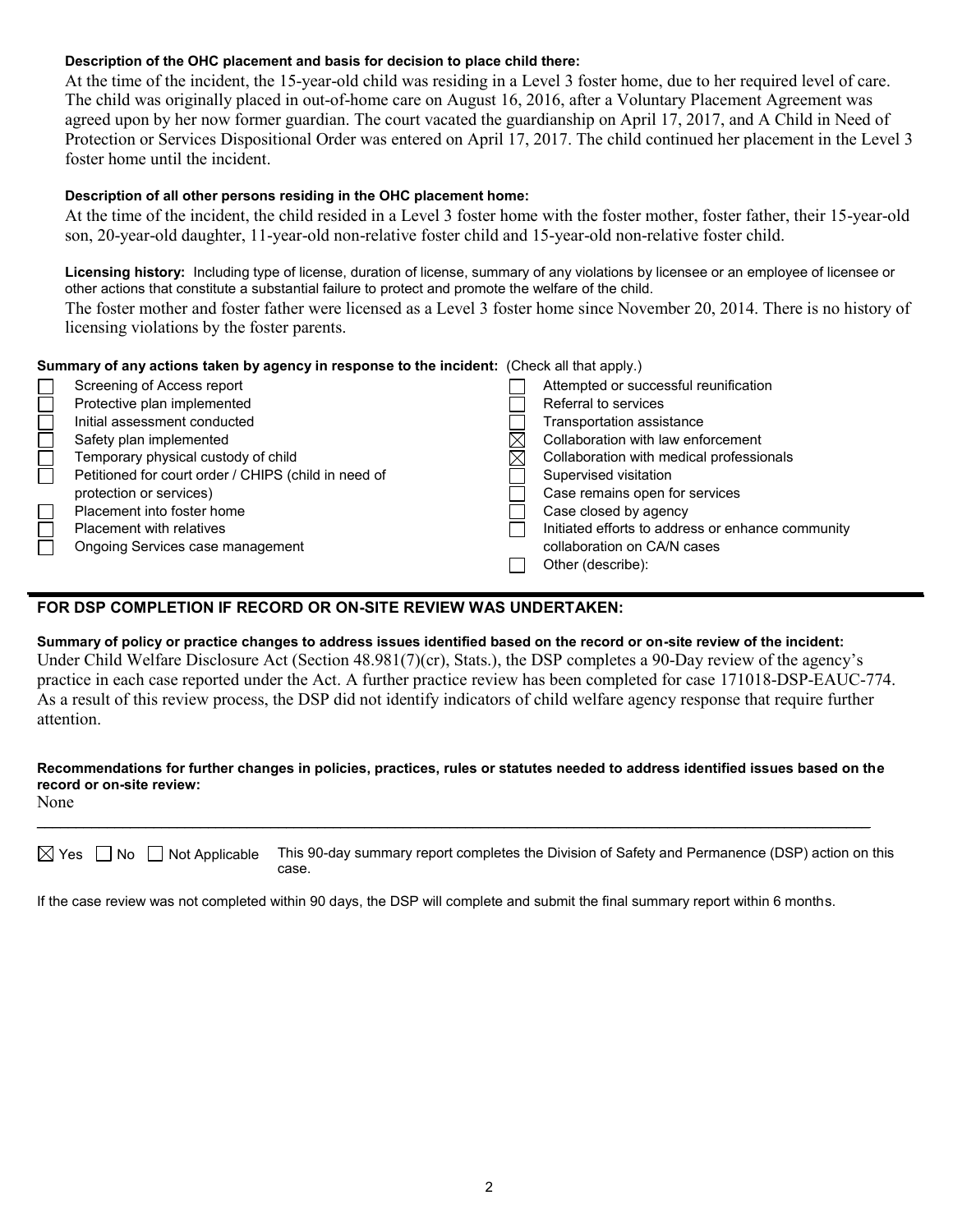**Description of the OHC placement and basis for decision to place child there:**

At the time of the incident, the 15-year-old child was residing in a Level 3 foster home, due to her required level of care. The child was originally placed in out-of-home care on August 16, 2016, after a Voluntary Placement Agreement was agreed upon by her now former guardian. The court vacated the guardianship on April 17, 2017, and A Child in Need of Protection or Services Dispositional Order was entered on April 17, 2017. The child continued her placement in the Level 3 foster home until the incident.

**Description of all other persons residing in the OHC placement home:**

At the time of the incident, the child resided in a Level 3 foster home with the foster mother, foster father, their 15-year-old son, 20-year-old daughter, 11-year-old non-relative foster child and 15-year-old non-relative foster child.

**Licensing history:** Including type of license, duration of license, summary of any violations by licensee or an employee of licensee or other actions that constitute a substantial failure to protect and promote the welfare of the child.

The foster mother and foster father were licensed as a Level 3 foster home since November 20, 2014. There is no history of licensing violations by the foster parents.

**Summary of any actions taken by agency in response to the incident:** (Check all that apply.)

- ☐ Screening of Access report
- ☐ Protective plan implemented
- ☐ Initial assessment conducted
- ☐ Safety plan implemented
- ☐ Temporary physical custody of child
- ☐ Petitioned for court order / CHIPS (child in need of protection or services)
- ☐ Placement into foster home
- ☐ Placement with relatives
- ☐ Ongoing Services case management
- ☐ Attempted or successful reunification
- ☐ Referral to services
- ☐ Transportation assistance
- ☒ Collaboration with law enforcement
- ☒ Collaboration with medical professionals
- ☐ Supervised visitation
- ☐ Case remains open for services
- ☐ Case closed by agency
- ☐ Initiated efforts to address or enhance community collaboration on CA/N cases
- ☐ Other (describe):

## FOR DSP COMPLETION IF RECORD OR ON-SITE REVIEW WAS UNDERTAKEN:

**Summary of policy or practice changes to address issues identified based on the record or on-site review of the incident:**

Under Child Welfare Disclosure Act (Section 48.981(7)(cr), Stats.), the DSP completes a 90-Day review of the agency's practice in each case reported under the Act. A further practice review has been completed for case 171018-DSP-EAUC-774. As a result of this review process, the DSP did not identify indicators of child welfare agency response that require further attention.

**Recommendations for further changes in policies, practices, rules or statutes needed to address identified issues based on the record or on-site review:**

None

☒ Yes ☐ No ☐ Not Applicable This 90-day summary report completes the Division of Safety and Permanence (DSP) action on this case.

If the case review was not completed within 90 days, the DSP will complete and submit the final summary report within 6 months.